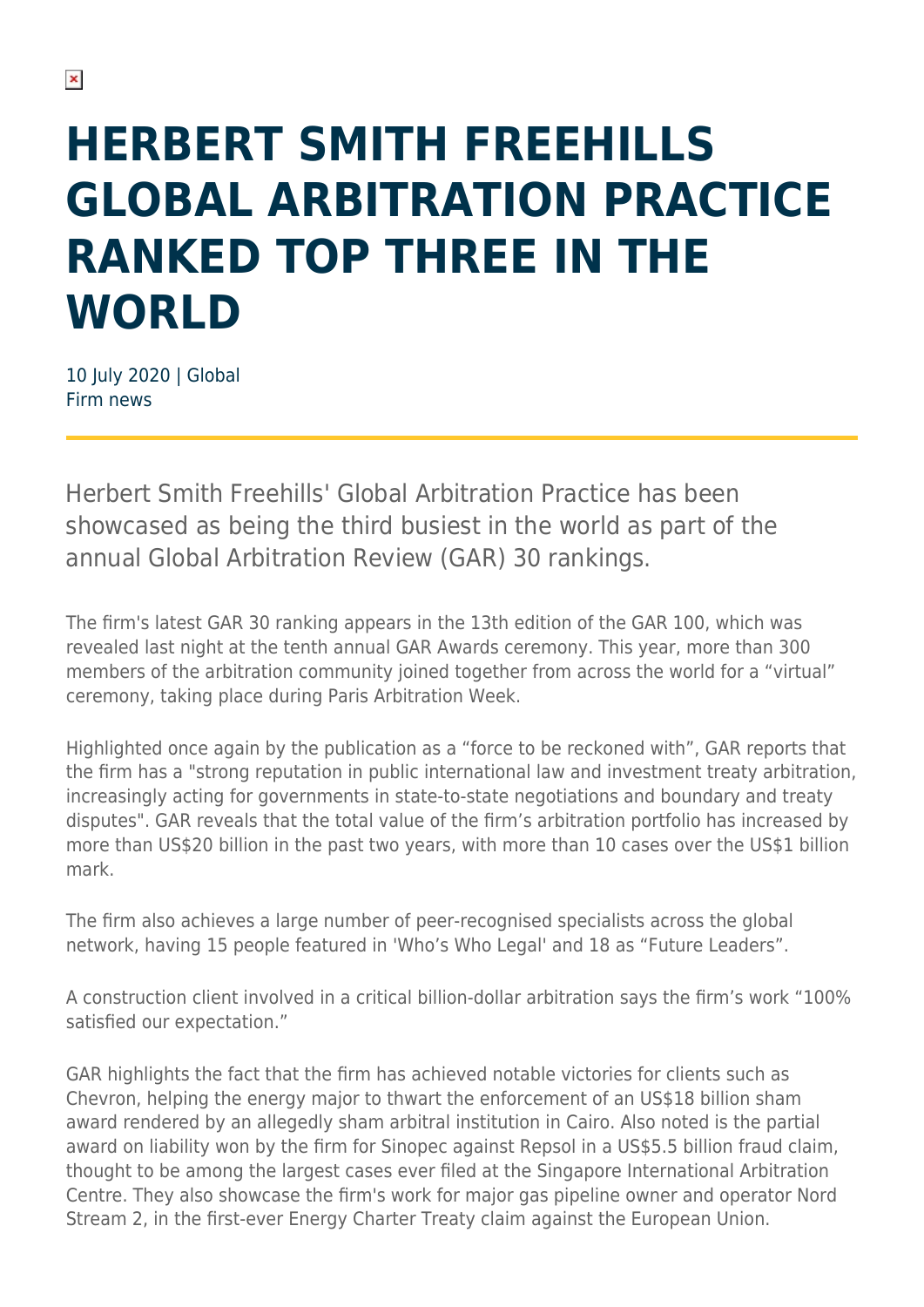# HERBERT SMITH FREEHILLS GLOBAL ARBITRATION PRACTICE RANKED TOP THREE IN THE WORLD

10 July 2020 | Global
Firm news

Herbert Smith Freehills' Global Arbitration Practice has been showcased as being the third busiest in the world as part of the annual Global Arbitration Review (GAR) 30 rankings.

The firm's latest GAR 30 ranking appears in the 13th edition of the GAR 100, which was revealed last night at the tenth annual GAR Awards ceremony. This year, more than 300 members of the arbitration community joined together from across the world for a "virtual" ceremony, taking place during Paris Arbitration Week.

Highlighted once again by the publication as a "force to be reckoned with", GAR reports that the firm has a "strong reputation in public international law and investment treaty arbitration, increasingly acting for governments in state-to-state negotiations and boundary and treaty disputes". GAR reveals that the total value of the firm's arbitration portfolio has increased by more than US$20 billion in the past two years, with more than 10 cases over the US$1 billion mark.

The firm also achieves a large number of peer-recognised specialists across the global network, having 15 people featured in 'Who's Who Legal' and 18 as "Future Leaders".

A construction client involved in a critical billion-dollar arbitration says the firm's work "100% satisfied our expectation."

GAR highlights the fact that the firm has achieved notable victories for clients such as Chevron, helping the energy major to thwart the enforcement of an US$18 billion sham award rendered by an allegedly sham arbitral institution in Cairo. Also noted is the partial award on liability won by the firm for Sinopec against Repsol in a US$5.5 billion fraud claim, thought to be among the largest cases ever filed at the Singapore International Arbitration Centre. They also showcase the firm's work for major gas pipeline owner and operator Nord Stream 2, in the first-ever Energy Charter Treaty claim against the European Union.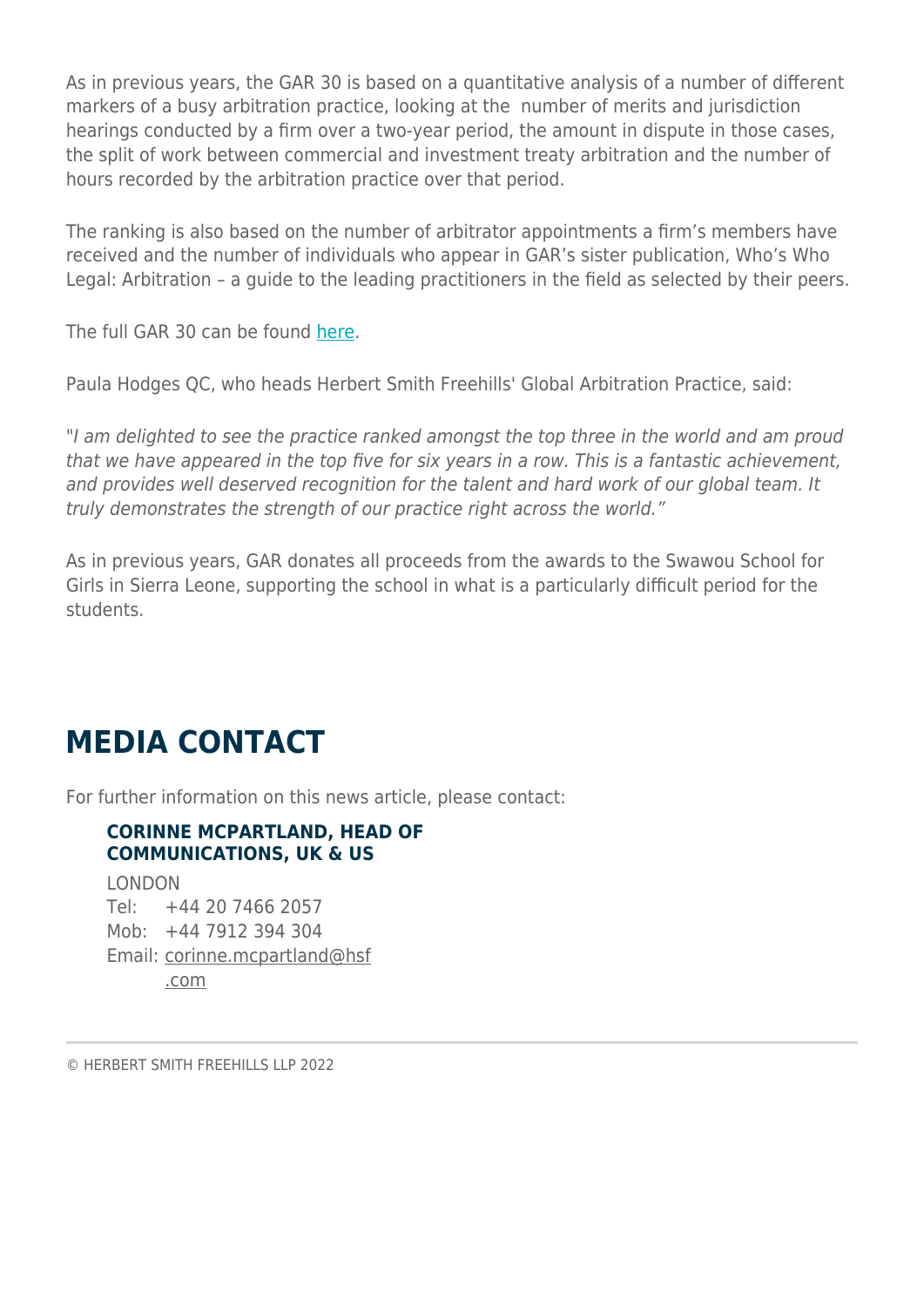As in previous years, the GAR 30 is based on a quantitative analysis of a number of different markers of a busy arbitration practice, looking at the number of merits and jurisdiction hearings conducted by a firm over a two-year period, the amount in dispute in those cases, the split of work between commercial and investment treaty arbitration and the number of hours recorded by the arbitration practice over that period.

The ranking is also based on the number of arbitrator appointments a firm's members have received and the number of individuals who appear in GAR's sister publication, Who's Who Legal: Arbitration – a guide to the leading practitioners in the field as selected by their peers.

The full GAR 30 can be found [here](#).

Paula Hodges QC, who heads Herbert Smith Freehills' Global Arbitration Practice, said:

"*I am delighted to see the practice ranked amongst the top three in the world and am proud that we have appeared in the top five for six years in a row. This is a fantastic achievement, and provides well deserved recognition for the talent and hard work of our global team. It truly demonstrates the strength of our practice right across the world.*"

As in previous years, GAR donates all proceeds from the awards to the Swawou School for Girls in Sierra Leone, supporting the school in what is a particularly difficult period for the students.

## MEDIA CONTACT

For further information on this news article, please contact:

**CORINNE MCPARTLAND, HEAD OF COMMUNICATIONS, UK & US**

LONDON
Tel: +44 20 7466 2057
Mob: +44 7912 394 304
Email: corinne.mcpartland@hsf.com

© HERBERT SMITH FREEHILLS LLP 2022